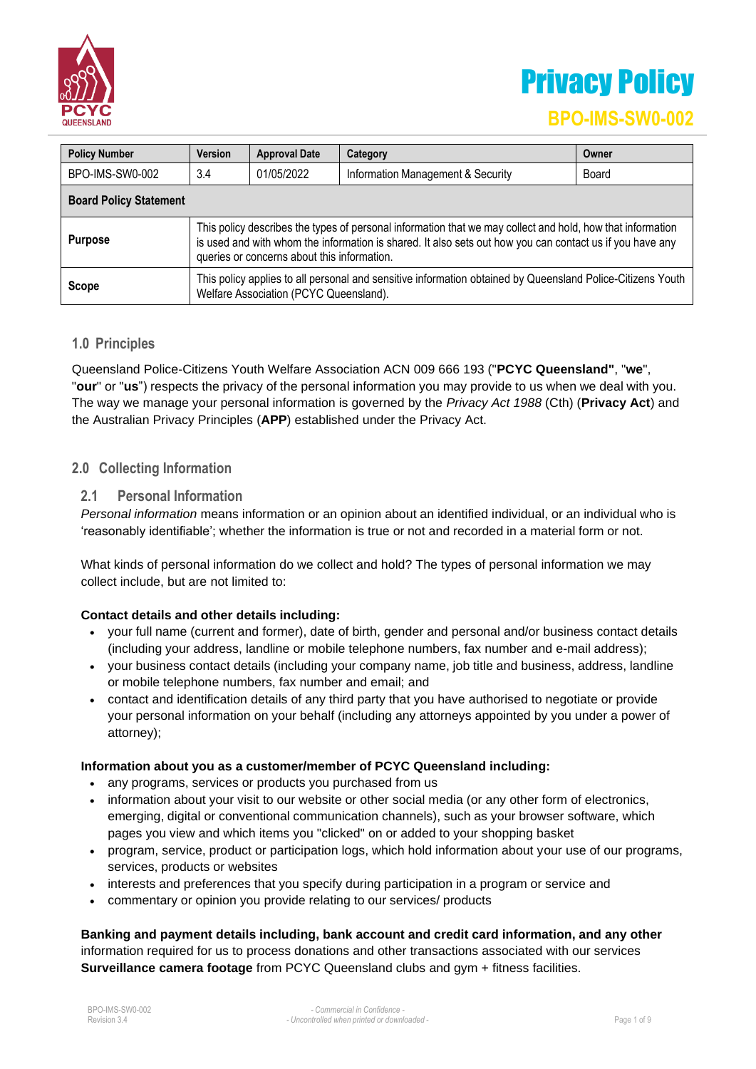# Privacy Policy

## BPO-IMS-SW0-002

| Policy Number | Version | Approval Date | Category | Owner |
|---|---|---|---|---|
| BPO-IMS-SW0-002 | 3.4 | 01/05/2022 | Information Management & Security | Board |
| **Board Policy Statement** | | | | |
| **Purpose** | This policy describes the types of personal information that we may collect and hold, how that information is used and with whom the information is shared. It also sets out how you can contact us if you have any queries or concerns about this information. | | | |
| **Scope** | This policy applies to all personal and sensitive information obtained by Queensland Police-Citizens Youth Welfare Association (PCYC Queensland). | | | |

## 1.0 Principles

Queensland Police-Citizens Youth Welfare Association ACN 009 666 193 ("**PCYC Queensland"**, "**we**", "**our**" or "**us**") respects the privacy of the personal information you may provide to us when we deal with you. The way we manage your personal information is governed by the *Privacy Act 1988* (Cth) (**Privacy Act**) and the Australian Privacy Principles (**APP**) established under the Privacy Act.

## 2.0 Collecting Information

### 2.1 Personal Information

*Personal information* means information or an opinion about an identified individual, or an individual who is 'reasonably identifiable'; whether the information is true or not and recorded in a material form or not.

What kinds of personal information do we collect and hold? The types of personal information we may collect include, but are not limited to:

**Contact details and other details including:**

- your full name (current and former), date of birth, gender and personal and/or business contact details (including your address, landline or mobile telephone numbers, fax number and e-mail address);
- your business contact details (including your company name, job title and business, address, landline or mobile telephone numbers, fax number and email; and
- contact and identification details of any third party that you have authorised to negotiate or provide your personal information on your behalf (including any attorneys appointed by you under a power of attorney);

**Information about you as a customer/member of PCYC Queensland including:**

- any programs, services or products you purchased from us
- information about your visit to our website or other social media (or any other form of electronics, emerging, digital or conventional communication channels), such as your browser software, which pages you view and which items you "clicked" on or added to your shopping basket
- program, service, product or participation logs, which hold information about your use of our programs, services, products or websites
- interests and preferences that you specify during participation in a program or service and
- commentary or opinion you provide relating to our services/ products

**Banking and payment details including, bank account and credit card information, and any other** information required for us to process donations and other transactions associated with our services
**Surveillance camera footage** from PCYC Queensland clubs and gym + fitness facilities.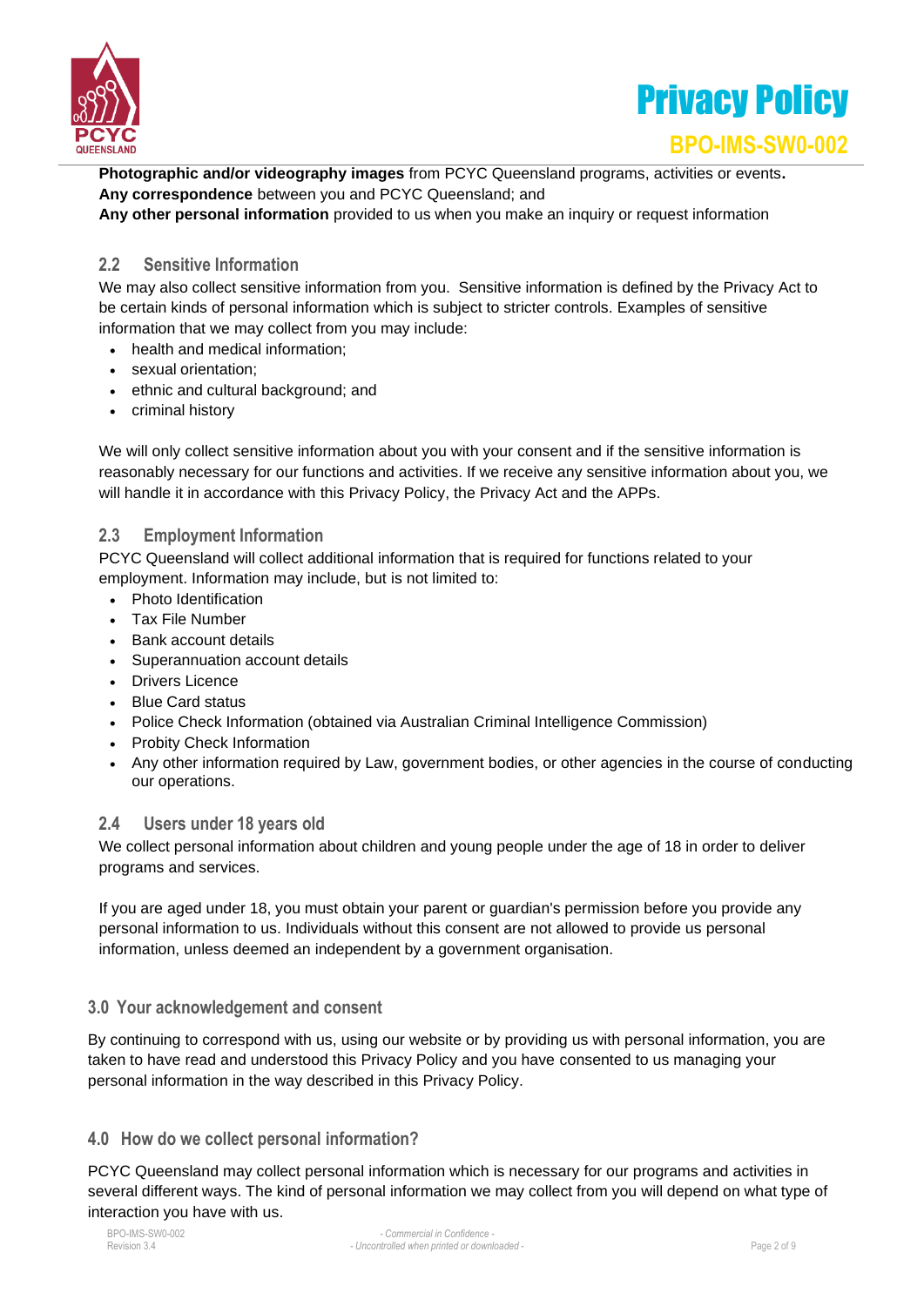**Photographic and/or videography images** from PCYC Queensland programs, activities or events.
**Any correspondence** between you and PCYC Queensland; and
**Any other personal information** provided to us when you make an inquiry or request information

### 2.2 Sensitive Information

We may also collect sensitive information from you. Sensitive information is defined by the Privacy Act to be certain kinds of personal information which is subject to stricter controls. Examples of sensitive information that we may collect from you may include:

- health and medical information;
- sexual orientation;
- ethnic and cultural background; and
- criminal history

We will only collect sensitive information about you with your consent and if the sensitive information is reasonably necessary for our functions and activities. If we receive any sensitive information about you, we will handle it in accordance with this Privacy Policy, the Privacy Act and the APPs.

### 2.3 Employment Information

PCYC Queensland will collect additional information that is required for functions related to your employment. Information may include, but is not limited to:

- Photo Identification
- Tax File Number
- Bank account details
- Superannuation account details
- Drivers Licence
- Blue Card status
- Police Check Information (obtained via Australian Criminal Intelligence Commission)
- Probity Check Information
- Any other information required by Law, government bodies, or other agencies in the course of conducting our operations.

### 2.4 Users under 18 years old

We collect personal information about children and young people under the age of 18 in order to deliver programs and services.

If you are aged under 18, you must obtain your parent or guardian's permission before you provide any personal information to us. Individuals without this consent are not allowed to provide us personal information, unless deemed an independent by a government organisation.

## 3.0 Your acknowledgement and consent

By continuing to correspond with us, using our website or by providing us with personal information, you are taken to have read and understood this Privacy Policy and you have consented to us managing your personal information in the way described in this Privacy Policy.

## 4.0 How do we collect personal information?

PCYC Queensland may collect personal information which is necessary for our programs and activities in several different ways. The kind of personal information we may collect from you will depend on what type of interaction you have with us.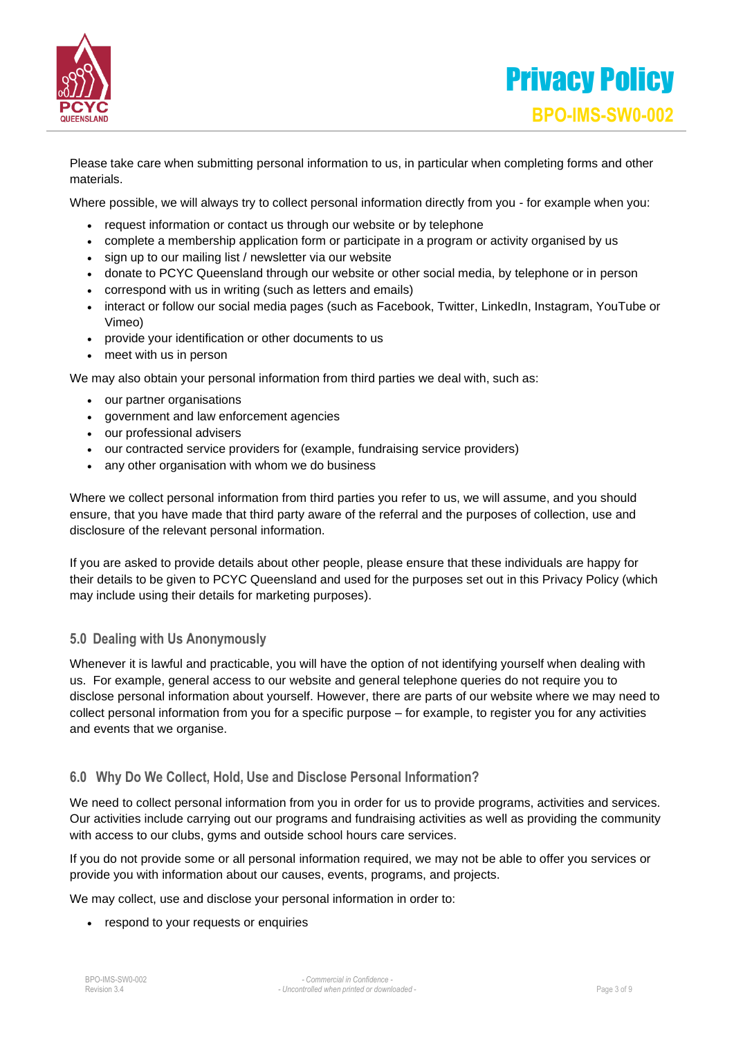Please take care when submitting personal information to us, in particular when completing forms and other materials.

Where possible, we will always try to collect personal information directly from you - for example when you:

- request information or contact us through our website or by telephone
- complete a membership application form or participate in a program or activity organised by us
- sign up to our mailing list / newsletter via our website
- donate to PCYC Queensland through our website or other social media, by telephone or in person
- correspond with us in writing (such as letters and emails)
- interact or follow our social media pages (such as Facebook, Twitter, LinkedIn, Instagram, YouTube or Vimeo)
- provide your identification or other documents to us
- meet with us in person

We may also obtain your personal information from third parties we deal with, such as:

- our partner organisations
- government and law enforcement agencies
- our professional advisers
- our contracted service providers for (example, fundraising service providers)
- any other organisation with whom we do business

Where we collect personal information from third parties you refer to us, we will assume, and you should ensure, that you have made that third party aware of the referral and the purposes of collection, use and disclosure of the relevant personal information.

If you are asked to provide details about other people, please ensure that these individuals are happy for their details to be given to PCYC Queensland and used for the purposes set out in this Privacy Policy (which may include using their details for marketing purposes).

## 5.0 Dealing with Us Anonymously

Whenever it is lawful and practicable, you will have the option of not identifying yourself when dealing with us. For example, general access to our website and general telephone queries do not require you to disclose personal information about yourself. However, there are parts of our website where we may need to collect personal information from you for a specific purpose – for example, to register you for any activities and events that we organise.

## 6.0 Why Do We Collect, Hold, Use and Disclose Personal Information?

We need to collect personal information from you in order for us to provide programs, activities and services. Our activities include carrying out our programs and fundraising activities as well as providing the community with access to our clubs, gyms and outside school hours care services.

If you do not provide some or all personal information required, we may not be able to offer you services or provide you with information about our causes, events, programs, and projects.

We may collect, use and disclose your personal information in order to:

- respond to your requests or enquiries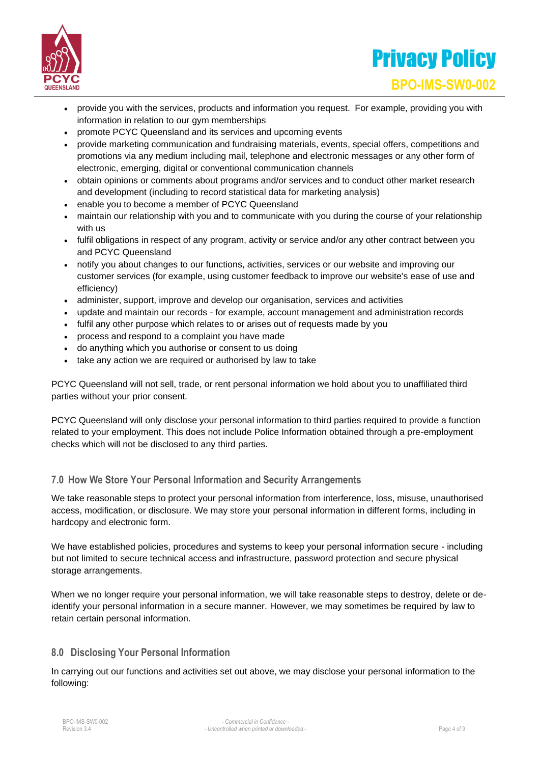- provide you with the services, products and information you request. For example, providing you with information in relation to our gym memberships
- promote PCYC Queensland and its services and upcoming events
- provide marketing communication and fundraising materials, events, special offers, competitions and promotions via any medium including mail, telephone and electronic messages or any other form of electronic, emerging, digital or conventional communication channels
- obtain opinions or comments about programs and/or services and to conduct other market research and development (including to record statistical data for marketing analysis)
- enable you to become a member of PCYC Queensland
- maintain our relationship with you and to communicate with you during the course of your relationship with us
- fulfil obligations in respect of any program, activity or service and/or any other contract between you and PCYC Queensland
- notify you about changes to our functions, activities, services or our website and improving our customer services (for example, using customer feedback to improve our website's ease of use and efficiency)
- administer, support, improve and develop our organisation, services and activities
- update and maintain our records - for example, account management and administration records
- fulfil any other purpose which relates to or arises out of requests made by you
- process and respond to a complaint you have made
- do anything which you authorise or consent to us doing
- take any action we are required or authorised by law to take

PCYC Queensland will not sell, trade, or rent personal information we hold about you to unaffiliated third parties without your prior consent.

PCYC Queensland will only disclose your personal information to third parties required to provide a function related to your employment. This does not include Police Information obtained through a pre-employment checks which will not be disclosed to any third parties.

## 7.0 How We Store Your Personal Information and Security Arrangements

We take reasonable steps to protect your personal information from interference, loss, misuse, unauthorised access, modification, or disclosure. We may store your personal information in different forms, including in hardcopy and electronic form.

We have established policies, procedures and systems to keep your personal information secure - including but not limited to secure technical access and infrastructure, password protection and secure physical storage arrangements.

When we no longer require your personal information, we will take reasonable steps to destroy, delete or de-identify your personal information in a secure manner. However, we may sometimes be required by law to retain certain personal information.

## 8.0 Disclosing Your Personal Information

In carrying out our functions and activities set out above, we may disclose your personal information to the following: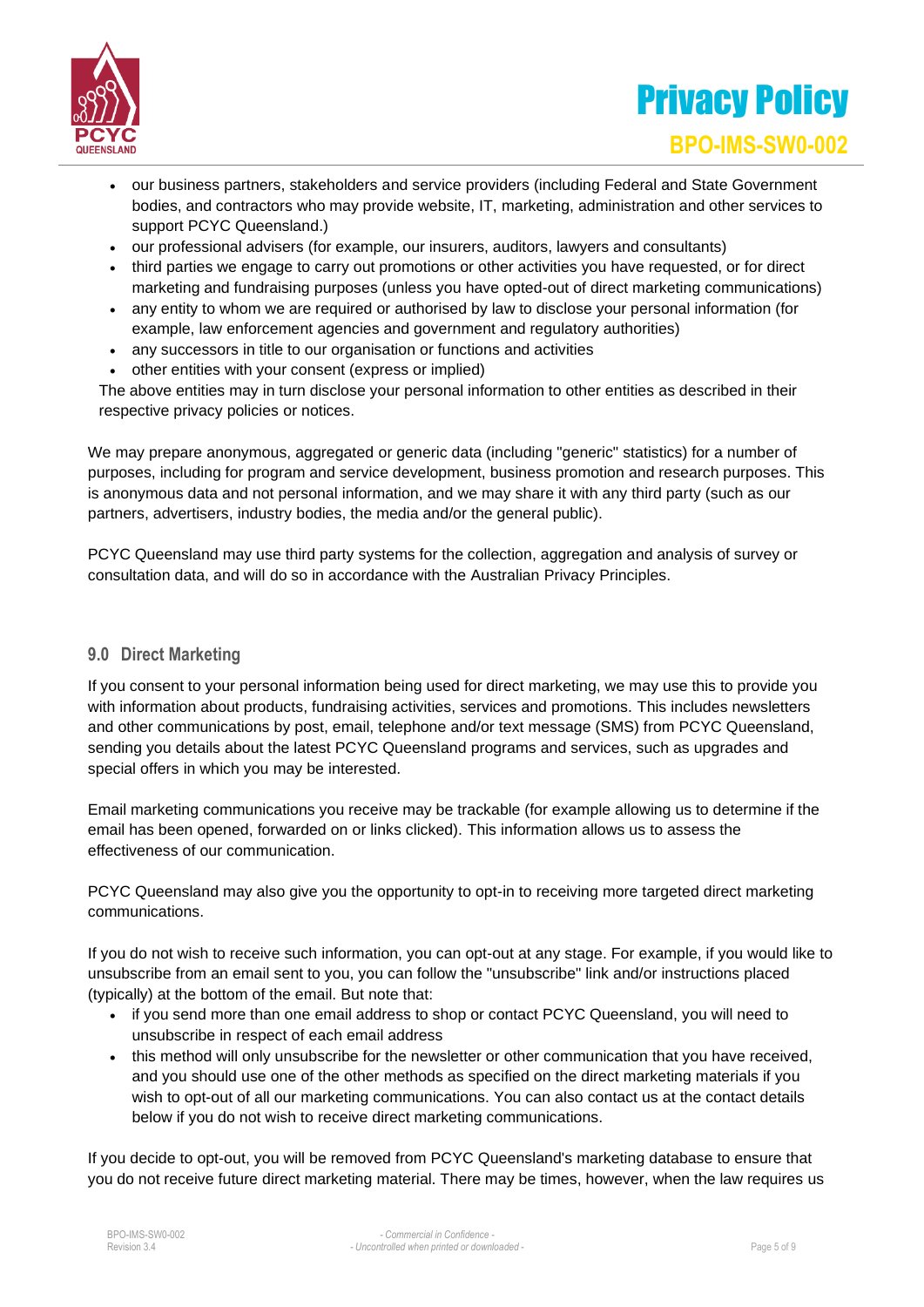- our business partners, stakeholders and service providers (including Federal and State Government bodies, and contractors who may provide website, IT, marketing, administration and other services to support PCYC Queensland.)
- our professional advisers (for example, our insurers, auditors, lawyers and consultants)
- third parties we engage to carry out promotions or other activities you have requested, or for direct marketing and fundraising purposes (unless you have opted-out of direct marketing communications)
- any entity to whom we are required or authorised by law to disclose your personal information (for example, law enforcement agencies and government and regulatory authorities)
- any successors in title to our organisation or functions and activities
- other entities with your consent (express or implied)

The above entities may in turn disclose your personal information to other entities as described in their respective privacy policies or notices.

We may prepare anonymous, aggregated or generic data (including "generic" statistics) for a number of purposes, including for program and service development, business promotion and research purposes. This is anonymous data and not personal information, and we may share it with any third party (such as our partners, advertisers, industry bodies, the media and/or the general public).

PCYC Queensland may use third party systems for the collection, aggregation and analysis of survey or consultation data, and will do so in accordance with the Australian Privacy Principles.

## 9.0 Direct Marketing

If you consent to your personal information being used for direct marketing, we may use this to provide you with information about products, fundraising activities, services and promotions. This includes newsletters and other communications by post, email, telephone and/or text message (SMS) from PCYC Queensland, sending you details about the latest PCYC Queensland programs and services, such as upgrades and special offers in which you may be interested.

Email marketing communications you receive may be trackable (for example allowing us to determine if the email has been opened, forwarded on or links clicked). This information allows us to assess the effectiveness of our communication.

PCYC Queensland may also give you the opportunity to opt-in to receiving more targeted direct marketing communications.

If you do not wish to receive such information, you can opt-out at any stage. For example, if you would like to unsubscribe from an email sent to you, you can follow the "unsubscribe" link and/or instructions placed (typically) at the bottom of the email. But note that:

- if you send more than one email address to shop or contact PCYC Queensland, you will need to unsubscribe in respect of each email address
- this method will only unsubscribe for the newsletter or other communication that you have received, and you should use one of the other methods as specified on the direct marketing materials if you wish to opt-out of all our marketing communications. You can also contact us at the contact details below if you do not wish to receive direct marketing communications.

If you decide to opt-out, you will be removed from PCYC Queensland's marketing database to ensure that you do not receive future direct marketing material. There may be times, however, when the law requires us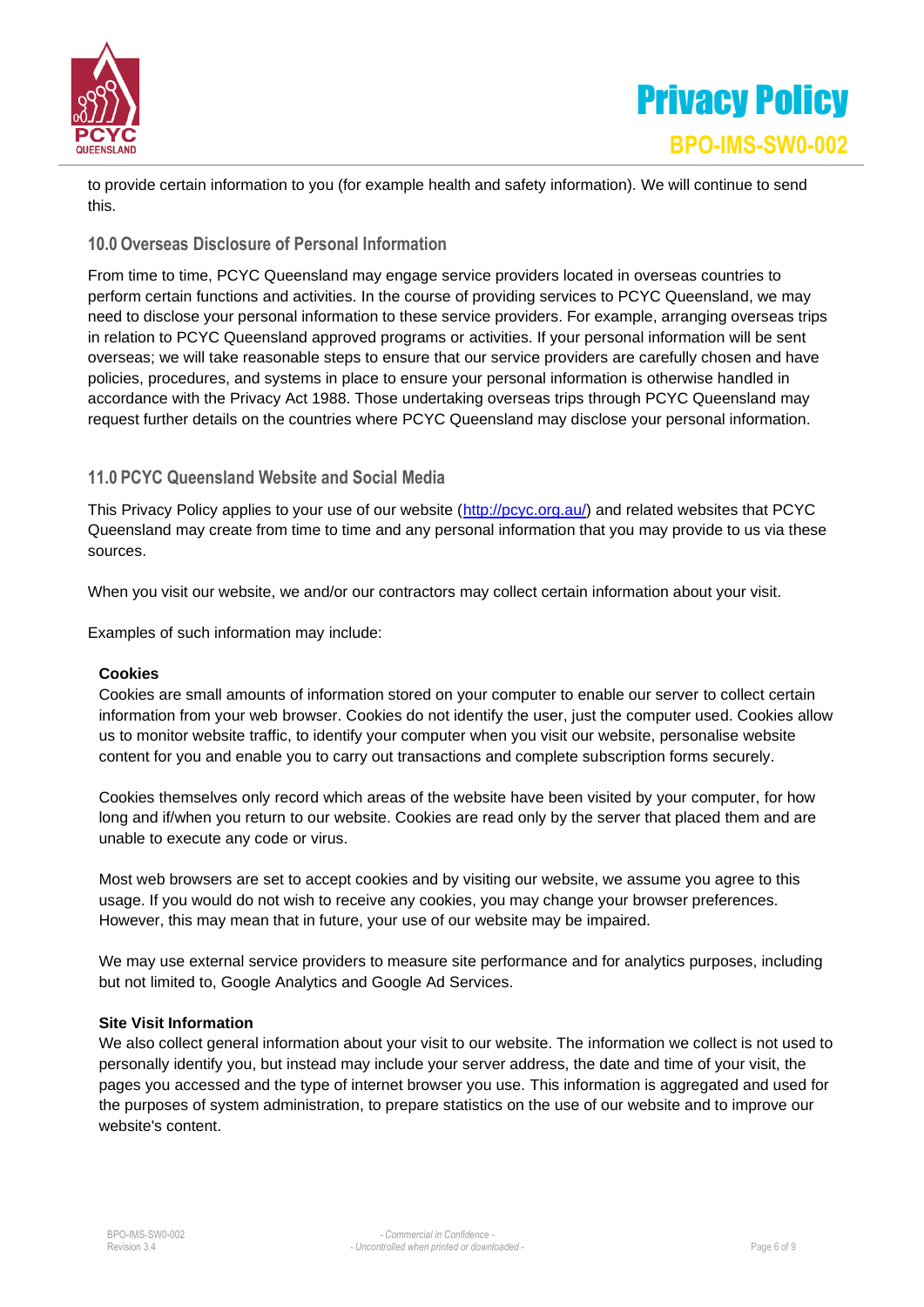to provide certain information to you (for example health and safety information). We will continue to send this.

## 10.0 Overseas Disclosure of Personal Information

From time to time, PCYC Queensland may engage service providers located in overseas countries to perform certain functions and activities. In the course of providing services to PCYC Queensland, we may need to disclose your personal information to these service providers. For example, arranging overseas trips in relation to PCYC Queensland approved programs or activities. If your personal information will be sent overseas; we will take reasonable steps to ensure that our service providers are carefully chosen and have policies, procedures, and systems in place to ensure your personal information is otherwise handled in accordance with the Privacy Act 1988. Those undertaking overseas trips through PCYC Queensland may request further details on the countries where PCYC Queensland may disclose your personal information.

## 11.0 PCYC Queensland Website and Social Media

This Privacy Policy applies to your use of our website (http://pcyc.org.au/) and related websites that PCYC Queensland may create from time to time and any personal information that you may provide to us via these sources.

When you visit our website, we and/or our contractors may collect certain information about your visit.

Examples of such information may include:

**Cookies**
Cookies are small amounts of information stored on your computer to enable our server to collect certain information from your web browser. Cookies do not identify the user, just the computer used. Cookies allow us to monitor website traffic, to identify your computer when you visit our website, personalise website content for you and enable you to carry out transactions and complete subscription forms securely.

Cookies themselves only record which areas of the website have been visited by your computer, for how long and if/when you return to our website. Cookies are read only by the server that placed them and are unable to execute any code or virus.

Most web browsers are set to accept cookies and by visiting our website, we assume you agree to this usage. If you would do not wish to receive any cookies, you may change your browser preferences. However, this may mean that in future, your use of our website may be impaired.

We may use external service providers to measure site performance and for analytics purposes, including but not limited to, Google Analytics and Google Ad Services.

**Site Visit Information**
We also collect general information about your visit to our website. The information we collect is not used to personally identify you, but instead may include your server address, the date and time of your visit, the pages you accessed and the type of internet browser you use. This information is aggregated and used for the purposes of system administration, to prepare statistics on the use of our website and to improve our website's content.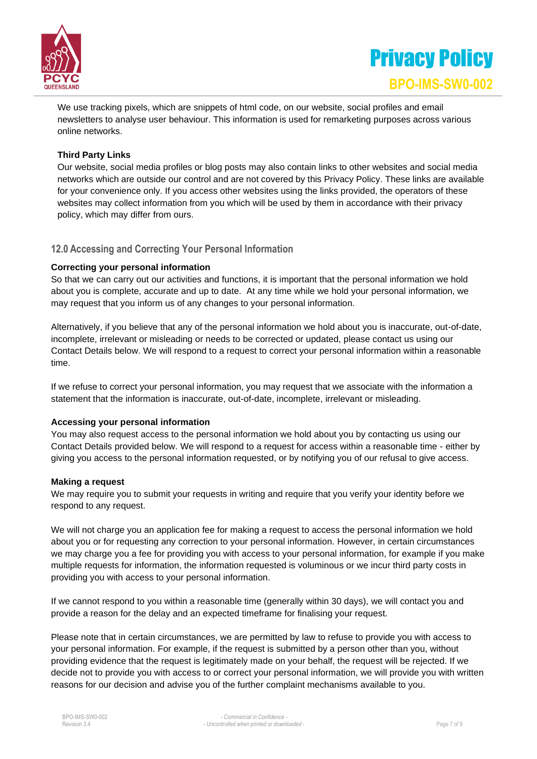We use tracking pixels, which are snippets of html code, on our website, social profiles and email newsletters to analyse user behaviour. This information is used for remarketing purposes across various online networks.

**Third Party Links**

Our website, social media profiles or blog posts may also contain links to other websites and social media networks which are outside our control and are not covered by this Privacy Policy. These links are available for your convenience only. If you access other websites using the links provided, the operators of these websites may collect information from you which will be used by them in accordance with their privacy policy, which may differ from ours.

## 12.0 Accessing and Correcting Your Personal Information

**Correcting your personal information**

So that we can carry out our activities and functions, it is important that the personal information we hold about you is complete, accurate and up to date. At any time while we hold your personal information, we may request that you inform us of any changes to your personal information.

Alternatively, if you believe that any of the personal information we hold about you is inaccurate, out-of-date, incomplete, irrelevant or misleading or needs to be corrected or updated, please contact us using our Contact Details below. We will respond to a request to correct your personal information within a reasonable time.

If we refuse to correct your personal information, you may request that we associate with the information a statement that the information is inaccurate, out-of-date, incomplete, irrelevant or misleading.

**Accessing your personal information**

You may also request access to the personal information we hold about you by contacting us using our Contact Details provided below. We will respond to a request for access within a reasonable time - either by giving you access to the personal information requested, or by notifying you of our refusal to give access.

**Making a request**

We may require you to submit your requests in writing and require that you verify your identity before we respond to any request.

We will not charge you an application fee for making a request to access the personal information we hold about you or for requesting any correction to your personal information. However, in certain circumstances we may charge you a fee for providing you with access to your personal information, for example if you make multiple requests for information, the information requested is voluminous or we incur third party costs in providing you with access to your personal information.

If we cannot respond to you within a reasonable time (generally within 30 days), we will contact you and provide a reason for the delay and an expected timeframe for finalising your request.

Please note that in certain circumstances, we are permitted by law to refuse to provide you with access to your personal information. For example, if the request is submitted by a person other than you, without providing evidence that the request is legitimately made on your behalf, the request will be rejected. If we decide not to provide you with access to or correct your personal information, we will provide you with written reasons for our decision and advise you of the further complaint mechanisms available to you.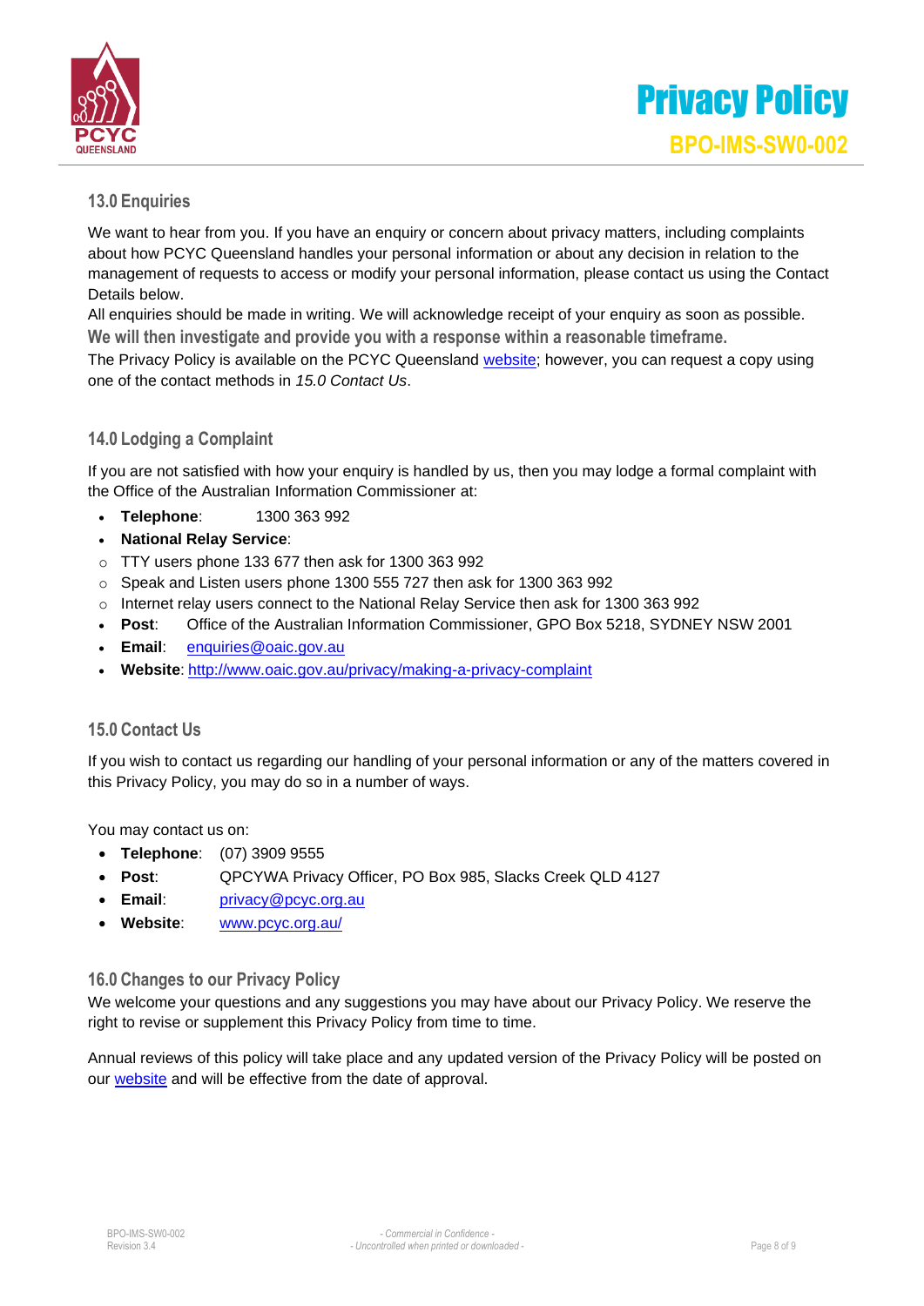## 13.0 Enquiries

We want to hear from you. If you have an enquiry or concern about privacy matters, including complaints about how PCYC Queensland handles your personal information or about any decision in relation to the management of requests to access or modify your personal information, please contact us using the Contact Details below.

All enquiries should be made in writing. We will acknowledge receipt of your enquiry as soon as possible.

**We will then investigate and provide you with a response within a reasonable timeframe.**

The Privacy Policy is available on the PCYC Queensland [website](); however, you can request a copy using one of the contact methods in *15.0 Contact Us*.

## 14.0 Lodging a Complaint

If you are not satisfied with how your enquiry is handled by us, then you may lodge a formal complaint with the Office of the Australian Information Commissioner at:

- **Telephone**: 1300 363 992
- **National Relay Service**:
  - TTY users phone 133 677 then ask for 1300 363 992
  - Speak and Listen users phone 1300 555 727 then ask for 1300 363 992
  - Internet relay users connect to the National Relay Service then ask for 1300 363 992
- **Post**: Office of the Australian Information Commissioner, GPO Box 5218, SYDNEY NSW 2001
- **Email**: enquiries@oaic.gov.au
- **Website**: http://www.oaic.gov.au/privacy/making-a-privacy-complaint

## 15.0 Contact Us

If you wish to contact us regarding our handling of your personal information or any of the matters covered in this Privacy Policy, you may do so in a number of ways.

You may contact us on:

- **Telephone**: (07) 3909 9555
- **Post**: QPCYWA Privacy Officer, PO Box 985, Slacks Creek QLD 4127
- **Email**: privacy@pcyc.org.au
- **Website**: www.pcyc.org.au/

## 16.0 Changes to our Privacy Policy

We welcome your questions and any suggestions you may have about our Privacy Policy. We reserve the right to revise or supplement this Privacy Policy from time to time.

Annual reviews of this policy will take place and any updated version of the Privacy Policy will be posted on our [website]() and will be effective from the date of approval.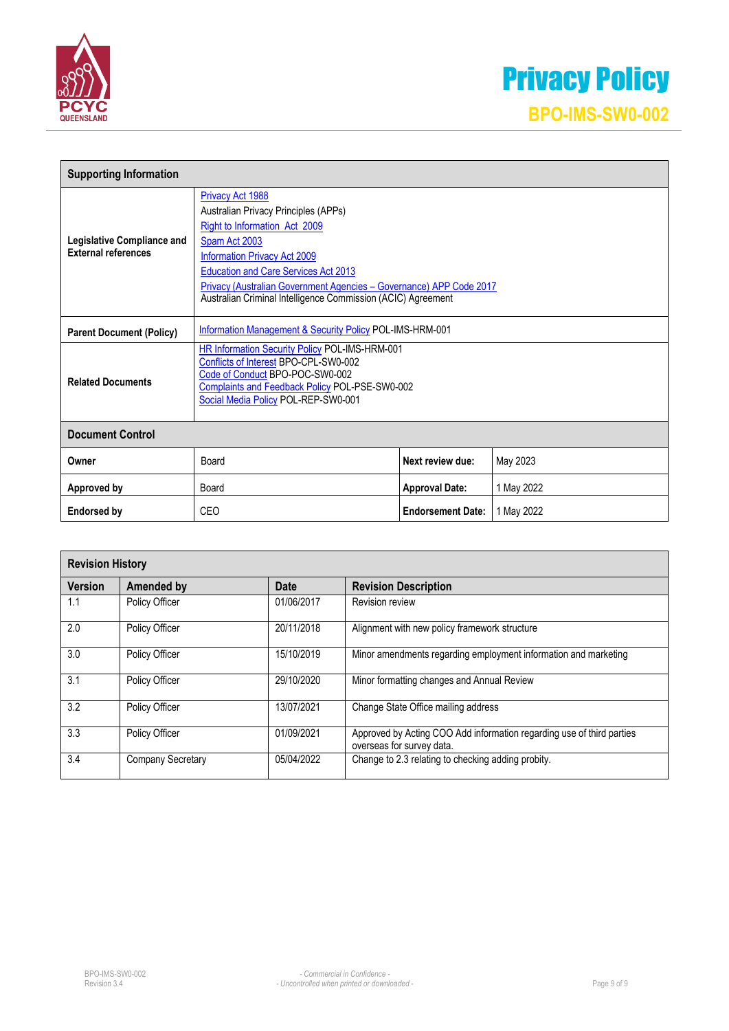# Privacy Policy

## BPO-IMS-SW0-002

| Supporting Information | | | |
|---|---|---|---|
| **Legislative Compliance and External references** | Privacy Act 1988<br>Australian Privacy Principles (APPs)<br>Right to Information Act 2009<br>Spam Act 2003<br>Information Privacy Act 2009<br>Education and Care Services Act 2013<br>Privacy (Australian Government Agencies – Governance) APP Code 2017<br>Australian Criminal Intelligence Commission (ACIC) Agreement | | |
| **Parent Document (Policy)** | Information Management & Security Policy POL-IMS-HRM-001 | | |
| **Related Documents** | HR Information Security Policy POL-IMS-HRM-001<br>Conflicts of Interest BPO-CPL-SW0-002<br>Code of Conduct BPO-POC-SW0-002<br>Complaints and Feedback Policy POL-PSE-SW0-002<br>Social Media Policy POL-REP-SW0-001 | | |
| **Document Control** | | | |
| **Owner** | Board | **Next review due:** | May 2023 |
| **Approved by** | Board | **Approval Date:** | 1 May 2022 |
| **Endorsed by** | CEO | **Endorsement Date:** | 1 May 2022 |

**Revision History**

| Version | Amended by | Date | Revision Description |
|---|---|---|---|
| 1.1 | Policy Officer | 01/06/2017 | Revision review |
| 2.0 | Policy Officer | 20/11/2018 | Alignment with new policy framework structure |
| 3.0 | Policy Officer | 15/10/2019 | Minor amendments regarding employment information and marketing |
| 3.1 | Policy Officer | 29/10/2020 | Minor formatting changes and Annual Review |
| 3.2 | Policy Officer | 13/07/2021 | Change State Office mailing address |
| 3.3 | Policy Officer | 01/09/2021 | Approved by Acting COO Add information regarding use of third parties overseas for survey data. |
| 3.4 | Company Secretary | 05/04/2022 | Change to 2.3 relating to checking adding probity. |